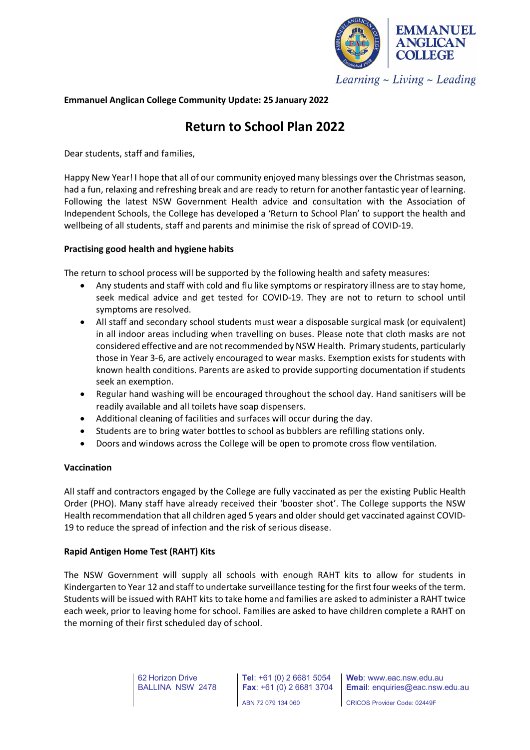**EMMANUEL ANGLICAN COLLEGE**

*Learning ~ Living ~ Leading*

**Emmanuel Anglican College Community Update: 25 January 2022**

# Return to School Plan 2022

Dear students, staff and families,

Happy New Year! I hope that all of our community enjoyed many blessings over the Christmas season, had a fun, relaxing and refreshing break and are ready to return for another fantastic year of learning. Following the latest NSW Government Health advice and consultation with the Association of Independent Schools, the College has developed a 'Return to School Plan' to support the health and wellbeing of all students, staff and parents and minimise the risk of spread of COVID-19.

**Practising good health and hygiene habits**

The return to school process will be supported by the following health and safety measures:

- Any students and staff with cold and flu like symptoms or respiratory illness are to stay home, seek medical advice and get tested for COVID-19. They are not to return to school until symptoms are resolved.
- All staff and secondary school students must wear a disposable surgical mask (or equivalent) in all indoor areas including when travelling on buses. Please note that cloth masks are not considered effective and are not recommended by NSW Health. Primary students, particularly those in Year 3-6, are actively encouraged to wear masks. Exemption exists for students with known health conditions. Parents are asked to provide supporting documentation if students seek an exemption.
- Regular hand washing will be encouraged throughout the school day. Hand sanitisers will be readily available and all toilets have soap dispensers.
- Additional cleaning of facilities and surfaces will occur during the day.
- Students are to bring water bottles to school as bubblers are refilling stations only.
- Doors and windows across the College will be open to promote cross flow ventilation.

**Vaccination**

All staff and contractors engaged by the College are fully vaccinated as per the existing Public Health Order (PHO). Many staff have already received their 'booster shot'. The College supports the NSW Health recommendation that all children aged 5 years and older should get vaccinated against COVID-19 to reduce the spread of infection and the risk of serious disease.

**Rapid Antigen Home Test (RAHT) Kits**

The NSW Government will supply all schools with enough RAHT kits to allow for students in Kindergarten to Year 12 and staff to undertake surveillance testing for the first four weeks of the term. Students will be issued with RAHT kits to take home and families are asked to administer a RAHT twice each week, prior to leaving home for school. Families are asked to have children complete a RAHT on the morning of their first scheduled day of school.

62 Horizon Drive
BALLINA NSW 2478

**Tel**: +61 (0) 2 6681 5054
**Fax**: +61 (0) 2 6681 3704
ABN 72 079 134 060

**Web**: www.eac.nsw.edu.au
**Email**: enquiries@eac.nsw.edu.au
CRICOS Provider Code: 02449F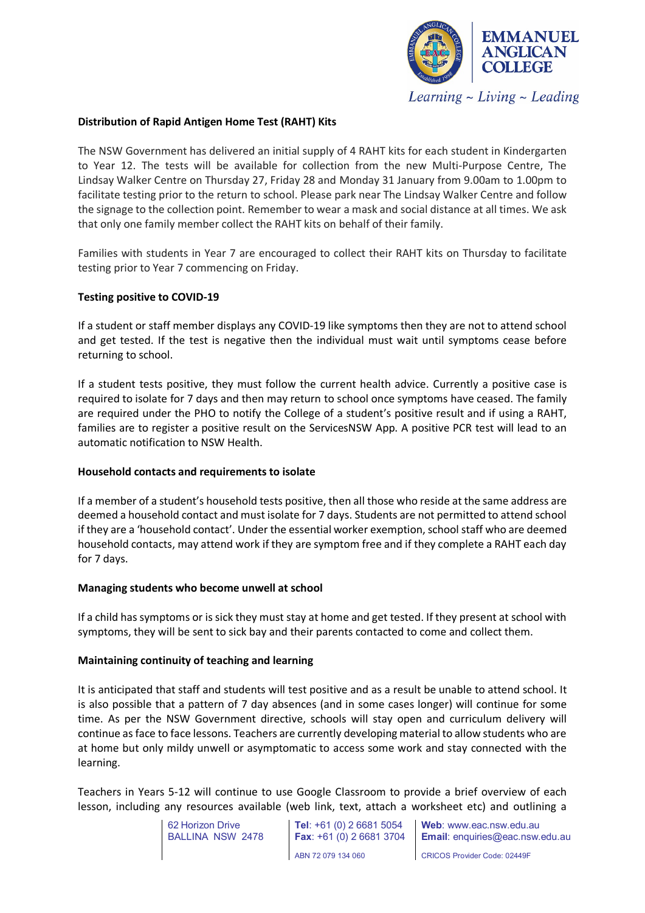**Distribution of Rapid Antigen Home Test (RAHT) Kits**

The NSW Government has delivered an initial supply of 4 RAHT kits for each student in Kindergarten to Year 12. The tests will be available for collection from the new Multi-Purpose Centre, The Lindsay Walker Centre on Thursday 27, Friday 28 and Monday 31 January from 9.00am to 1.00pm to facilitate testing prior to the return to school. Please park near The Lindsay Walker Centre and follow the signage to the collection point. Remember to wear a mask and social distance at all times. We ask that only one family member collect the RAHT kits on behalf of their family.

Families with students in Year 7 are encouraged to collect their RAHT kits on Thursday to facilitate testing prior to Year 7 commencing on Friday.

**Testing positive to COVID-19**

If a student or staff member displays any COVID-19 like symptoms then they are not to attend school and get tested. If the test is negative then the individual must wait until symptoms cease before returning to school.

If a student tests positive, they must follow the current health advice. Currently a positive case is required to isolate for 7 days and then may return to school once symptoms have ceased. The family are required under the PHO to notify the College of a student's positive result and if using a RAHT, families are to register a positive result on the ServicesNSW App. A positive PCR test will lead to an automatic notification to NSW Health.

**Household contacts and requirements to isolate**

If a member of a student's household tests positive, then all those who reside at the same address are deemed a household contact and must isolate for 7 days. Students are not permitted to attend school if they are a 'household contact'. Under the essential worker exemption, school staff who are deemed household contacts, may attend work if they are symptom free and if they complete a RAHT each day for 7 days.

**Managing students who become unwell at school**

If a child has symptoms or is sick they must stay at home and get tested. If they present at school with symptoms, they will be sent to sick bay and their parents contacted to come and collect them.

**Maintaining continuity of teaching and learning**

It is anticipated that staff and students will test positive and as a result be unable to attend school. It is also possible that a pattern of 7 day absences (and in some cases longer) will continue for some time. As per the NSW Government directive, schools will stay open and curriculum delivery will continue as face to face lessons. Teachers are currently developing material to allow students who are at home but only mildly unwell or asymptomatic to access some work and stay connected with the learning.

Teachers in Years 5-12 will continue to use Google Classroom to provide a brief overview of each lesson, including any resources available (web link, text, attach a worksheet etc) and outlining a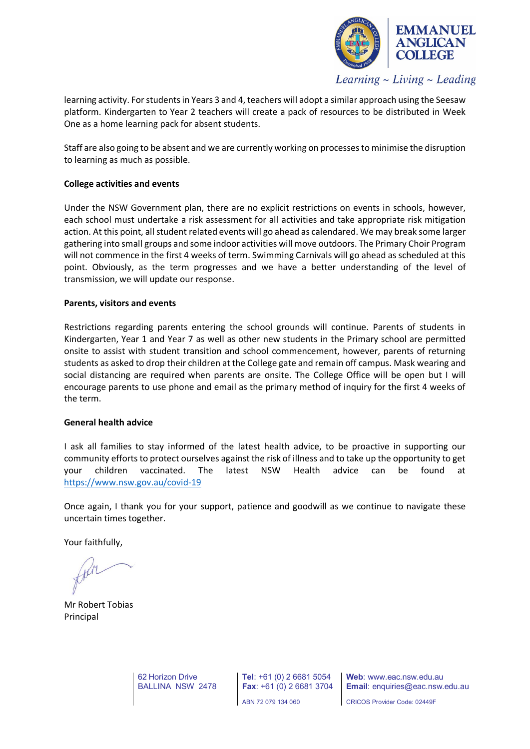learning activity. For students in Years 3 and 4, teachers will adopt a similar approach using the Seesaw platform. Kindergarten to Year 2 teachers will create a pack of resources to be distributed in Week One as a home learning pack for absent students.

Staff are also going to be absent and we are currently working on processes to minimise the disruption to learning as much as possible.

**College activities and events**

Under the NSW Government plan, there are no explicit restrictions on events in schools, however, each school must undertake a risk assessment for all activities and take appropriate risk mitigation action. At this point, all student related events will go ahead as calendared. We may break some larger gathering into small groups and some indoor activities will move outdoors. The Primary Choir Program will not commence in the first 4 weeks of term. Swimming Carnivals will go ahead as scheduled at this point. Obviously, as the term progresses and we have a better understanding of the level of transmission, we will update our response.

**Parents, visitors and events**

Restrictions regarding parents entering the school grounds will continue. Parents of students in Kindergarten, Year 1 and Year 7 as well as other new students in the Primary school are permitted onsite to assist with student transition and school commencement, however, parents of returning students as asked to drop their children at the College gate and remain off campus. Mask wearing and social distancing are required when parents are onsite. The College Office will be open but I will encourage parents to use phone and email as the primary method of inquiry for the first 4 weeks of the term.

**General health advice**

I ask all families to stay informed of the latest health advice, to be proactive in supporting our community efforts to protect ourselves against the risk of illness and to take up the opportunity to get your children vaccinated. The latest NSW Health advice can be found at https://www.nsw.gov.au/covid-19

Once again, I thank you for your support, patience and goodwill as we continue to navigate these uncertain times together.

Your faithfully,

Mr Robert Tobias
Principal